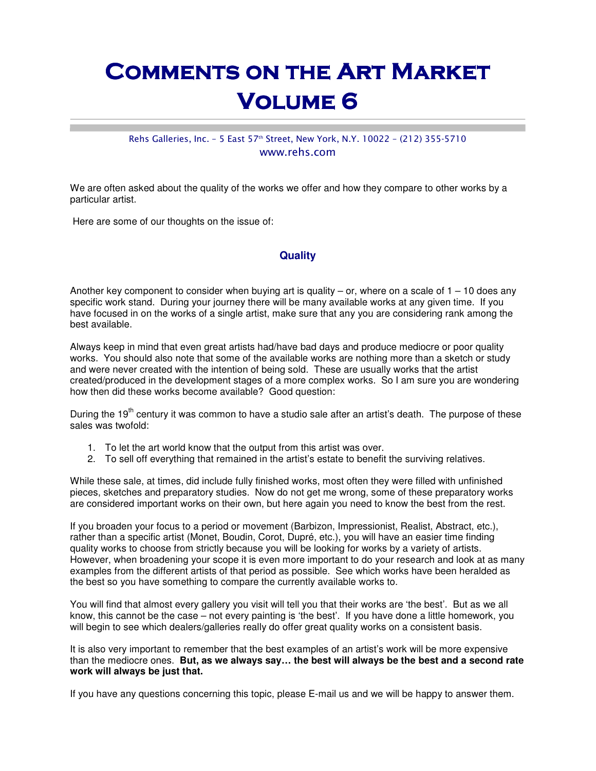# Comments on the Art Market Volume 6

Rehs Galleries, Inc. – 5 East 57th Street, New York, N.Y. 10022 – (212) 355-5710
www.rehs.com

We are often asked about the quality of the works we offer and how they compare to other works by a particular artist.

Here are some of our thoughts on the issue of:

## Quality

Another key component to consider when buying art is quality – or, where on a scale of 1 – 10 does any specific work stand. During your journey there will be many available works at any given time. If you have focused in on the works of a single artist, make sure that any you are considering rank among the best available.

Always keep in mind that even great artists had/have bad days and produce mediocre or poor quality works. You should also note that some of the available works are nothing more than a sketch or study and were never created with the intention of being sold. These are usually works that the artist created/produced in the development stages of a more complex works. So I am sure you are wondering how then did these works become available? Good question:

During the 19th century it was common to have a studio sale after an artist's death. The purpose of these sales was twofold:

1. To let the art world know that the output from this artist was over.
2. To sell off everything that remained in the artist's estate to benefit the surviving relatives.

While these sale, at times, did include fully finished works, most often they were filled with unfinished pieces, sketches and preparatory studies. Now do not get me wrong, some of these preparatory works are considered important works on their own, but here again you need to know the best from the rest.

If you broaden your focus to a period or movement (Barbizon, Impressionist, Realist, Abstract, etc.), rather than a specific artist (Monet, Boudin, Corot, Dupré, etc.), you will have an easier time finding quality works to choose from strictly because you will be looking for works by a variety of artists. However, when broadening your scope it is even more important to do your research and look at as many examples from the different artists of that period as possible. See which works have been heralded as the best so you have something to compare the currently available works to.

You will find that almost every gallery you visit will tell you that their works are 'the best'. But as we all know, this cannot be the case – not every painting is 'the best'. If you have done a little homework, you will begin to see which dealers/galleries really do offer great quality works on a consistent basis.

It is also very important to remember that the best examples of an artist's work will be more expensive than the mediocre ones. **But, as we always say… the best will always be the best and a second rate work will always be just that.**

If you have any questions concerning this topic, please E-mail us and we will be happy to answer them.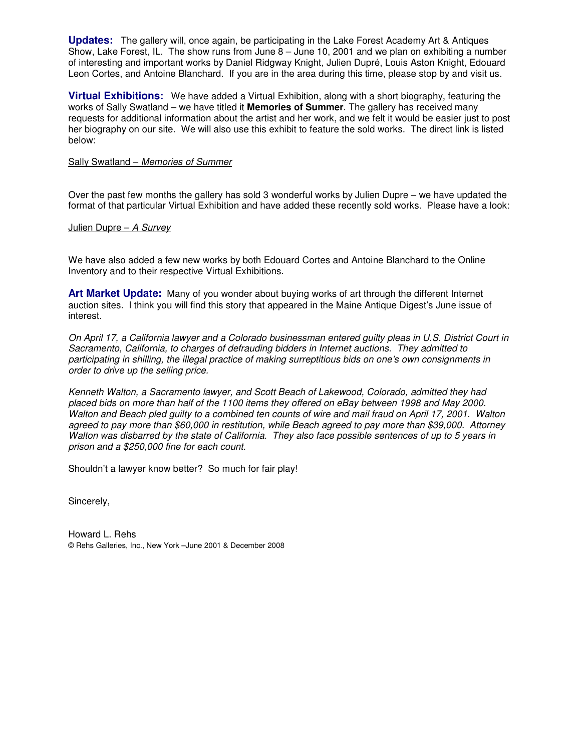**Updates:** The gallery will, once again, be participating in the Lake Forest Academy Art & Antiques Show, Lake Forest, IL. The show runs from June 8 – June 10, 2001 and we plan on exhibiting a number of interesting and important works by Daniel Ridgway Knight, Julien Dupré, Louis Aston Knight, Edouard Leon Cortes, and Antoine Blanchard. If you are in the area during this time, please stop by and visit us.

**Virtual Exhibitions:** We have added a Virtual Exhibition, along with a short biography, featuring the works of Sally Swatland – we have titled it **Memories of Summer**. The gallery has received many requests for additional information about the artist and her work, and we felt it would be easier just to post her biography on our site. We will also use this exhibit to feature the sold works. The direct link is listed below:

Sally Swatland – *Memories of Summer*

Over the past few months the gallery has sold 3 wonderful works by Julien Dupre – we have updated the format of that particular Virtual Exhibition and have added these recently sold works. Please have a look:

Julien Dupre – *A Survey*

We have also added a few new works by both Edouard Cortes and Antoine Blanchard to the Online Inventory and to their respective Virtual Exhibitions.

**Art Market Update:** Many of you wonder about buying works of art through the different Internet auction sites. I think you will find this story that appeared in the Maine Antique Digest's June issue of interest.

*On April 17, a California lawyer and a Colorado businessman entered guilty pleas in U.S. District Court in Sacramento, California, to charges of defrauding bidders in Internet auctions. They admitted to participating in shilling, the illegal practice of making surreptitious bids on one's own consignments in order to drive up the selling price.*

*Kenneth Walton, a Sacramento lawyer, and Scott Beach of Lakewood, Colorado, admitted they had placed bids on more than half of the 1100 items they offered on eBay between 1998 and May 2000. Walton and Beach pled guilty to a combined ten counts of wire and mail fraud on April 17, 2001. Walton agreed to pay more than $60,000 in restitution, while Beach agreed to pay more than $39,000. Attorney Walton was disbarred by the state of California. They also face possible sentences of up to 5 years in prison and a $250,000 fine for each count.*

Shouldn't a lawyer know better? So much for fair play!

Sincerely,

Howard L. Rehs

© Rehs Galleries, Inc., New York –June 2001 & December 2008